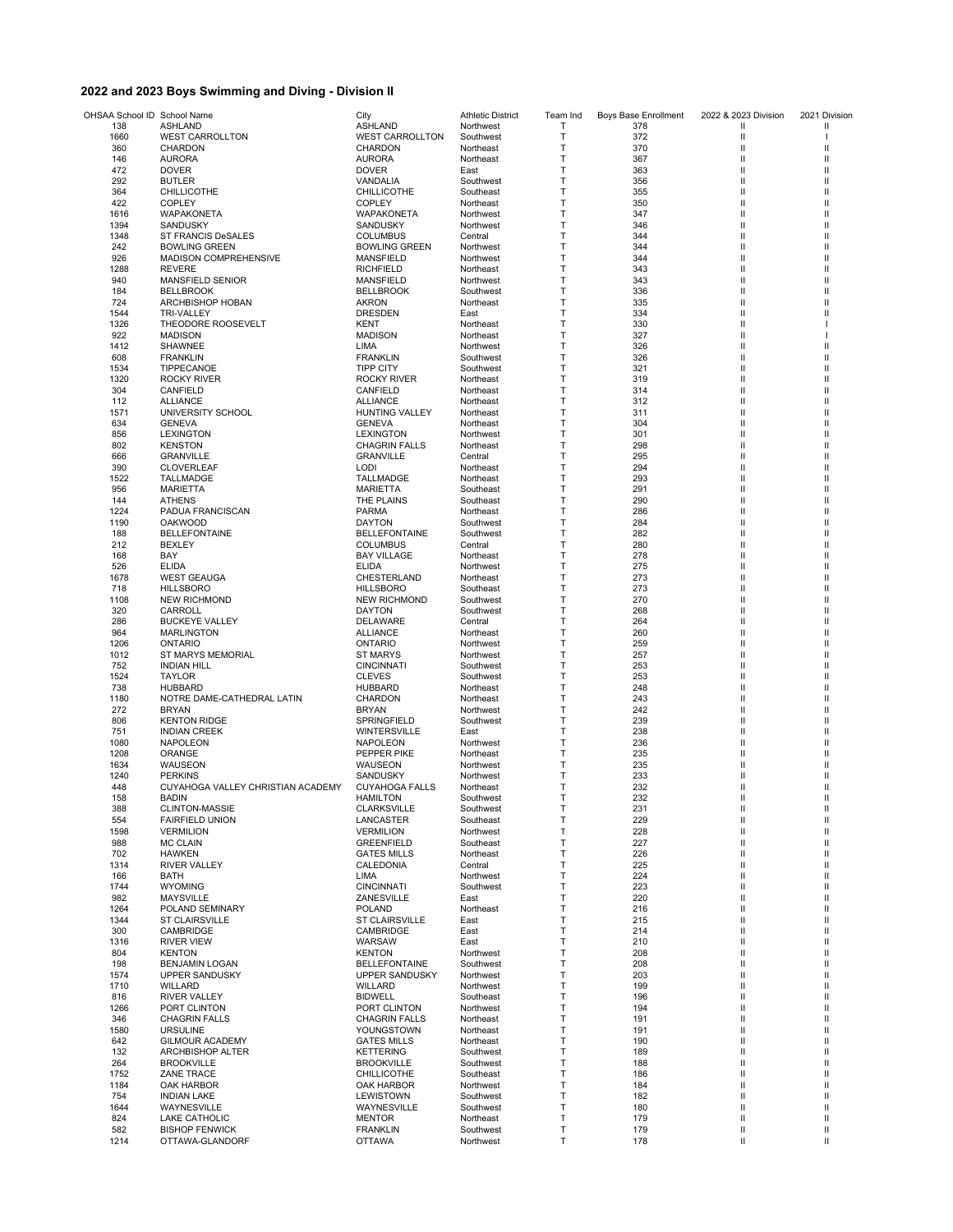## 2022 and 2023 Boys Swimming and Diving - Division II

| OHSAA School ID | School Name | City | Athletic District | Team Ind | Boys Base Enrollment | 2022 & 2023 Division | 2021 Division |
|---|---|---|---|---|---|---|---|
| 138 | ASHLAND | ASHLAND | Northwest | T | 378 | II | II |
| 1660 | WEST CARROLLTON | WEST CARROLLTON | Southwest | T | 372 | II | I |
| 360 | CHARDON | CHARDON | Northeast | T | 370 | II | II |
| 146 | AURORA | AURORA | Northeast | T | 367 | II | II |
| 472 | DOVER | DOVER | East | T | 363 | II | II |
| 292 | BUTLER | VANDALIA | Southwest | T | 356 | II | II |
| 364 | CHILLICOTHE | CHILLICOTHE | Southeast | T | 355 | II | II |
| 422 | COPLEY | COPLEY | Northeast | T | 350 | II | II |
| 1616 | WAPAKONETA | WAPAKONETA | Northwest | T | 347 | II | II |
| 1394 | SANDUSKY | SANDUSKY | Northwest | T | 346 | II | II |
| 1348 | ST FRANCIS DeSALES | COLUMBUS | Central | T | 344 | II | II |
| 242 | BOWLING GREEN | BOWLING GREEN | Northwest | T | 344 | II | II |
| 926 | MADISON COMPREHENSIVE | MANSFIELD | Northwest | T | 344 | II | II |
| 1288 | REVERE | RICHFIELD | Northeast | T | 343 | II | II |
| 940 | MANSFIELD SENIOR | MANSFIELD | Northwest | T | 343 | II | II |
| 184 | BELLBROOK | BELLBROOK | Southwest | T | 336 | II | II |
| 724 | ARCHBISHOP HOBAN | AKRON | Northeast | T | 335 | II | II |
| 1544 | TRI-VALLEY | DRESDEN | East | T | 334 | II | II |
| 1326 | THEODORE ROOSEVELT | KENT | Northeast | T | 330 | II | I |
| 922 | MADISON | MADISON | Northeast | T | 327 | II | I |
| 1412 | SHAWNEE | LIMA | Northwest | T | 326 | II | II |
| 608 | FRANKLIN | FRANKLIN | Southwest | T | 326 | II | II |
| 1534 | TIPPECANOE | TIPP CITY | Southwest | T | 321 | II | II |
| 1320 | ROCKY RIVER | ROCKY RIVER | Northeast | T | 319 | II | II |
| 304 | CANFIELD | CANFIELD | Northeast | T | 314 | II | II |
| 112 | ALLIANCE | ALLIANCE | Northeast | T | 312 | II | II |
| 1571 | UNIVERSITY SCHOOL | HUNTING VALLEY | Northeast | T | 311 | II | II |
| 634 | GENEVA | GENEVA | Northeast | T | 304 | II | II |
| 856 | LEXINGTON | LEXINGTON | Northwest | T | 301 | II | II |
| 802 | KENSTON | CHAGRIN FALLS | Northeast | T | 298 | II | II |
| 666 | GRANVILLE | GRANVILLE | Central | T | 295 | II | II |
| 390 | CLOVERLEAF | LODI | Northeast | T | 294 | II | II |
| 1522 | TALLMADGE | TALLMADGE | Northeast | T | 293 | II | II |
| 956 | MARIETTA | MARIETTA | Southeast | T | 291 | II | II |
| 144 | ATHENS | THE PLAINS | Southeast | T | 290 | II | II |
| 1224 | PADUA FRANCISCAN | PARMA | Northeast | T | 286 | II | II |
| 1190 | OAKWOOD | DAYTON | Southwest | T | 284 | II | II |
| 188 | BELLEFONTAINE | BELLEFONTAINE | Southwest | T | 282 | II | II |
| 212 | BEXLEY | COLUMBUS | Central | T | 280 | II | II |
| 168 | BAY | BAY VILLAGE | Northeast | T | 278 | II | II |
| 526 | ELIDA | ELIDA | Northwest | T | 275 | II | II |
| 1678 | WEST GEAUGA | CHESTERLAND | Northeast | T | 273 | II | II |
| 718 | HILLSBORO | HILLSBORO | Southeast | T | 273 | II | II |
| 1108 | NEW RICHMOND | NEW RICHMOND | Southwest | T | 270 | II | II |
| 320 | CARROLL | DAYTON | Southwest | T | 268 | II | II |
| 286 | BUCKEYE VALLEY | DELAWARE | Central | T | 264 | II | II |
| 964 | MARLINGTON | ALLIANCE | Northeast | T | 260 | II | II |
| 1206 | ONTARIO | ONTARIO | Northwest | T | 259 | II | II |
| 1012 | ST MARYS MEMORIAL | ST MARYS | Northwest | T | 257 | II | II |
| 752 | INDIAN HILL | CINCINNATI | Southwest | T | 253 | II | II |
| 1524 | TAYLOR | CLEVES | Southwest | T | 253 | II | II |
| 738 | HUBBARD | HUBBARD | Northeast | T | 248 | II | II |
| 1180 | NOTRE DAME-CATHEDRAL LATIN | CHARDON | Northeast | T | 243 | II | II |
| 272 | BRYAN | BRYAN | Northwest | T | 242 | II | II |
| 806 | KENTON RIDGE | SPRINGFIELD | Southwest | T | 239 | II | II |
| 751 | INDIAN CREEK | WINTERSVILLE | East | T | 238 | II | II |
| 1080 | NAPOLEON | NAPOLEON | Northwest | T | 236 | II | II |
| 1208 | ORANGE | PEPPER PIKE | Northeast | T | 235 | II | II |
| 1634 | WAUSEON | WAUSEON | Northwest | T | 235 | II | II |
| 1240 | PERKINS | SANDUSKY | Northwest | T | 233 | II | II |
| 448 | CUYAHOGA VALLEY CHRISTIAN ACADEMY | CUYAHOGA FALLS | Northeast | T | 232 | II | II |
| 158 | BADIN | HAMILTON | Southwest | T | 232 | II | II |
| 388 | CLINTON-MASSIE | CLARKSVILLE | Southwest | T | 231 | II | II |
| 554 | FAIRFIELD UNION | LANCASTER | Southeast | T | 229 | II | II |
| 1598 | VERMILION | VERMILION | Northwest | T | 228 | II | II |
| 988 | MC CLAIN | GREENFIELD | Southeast | T | 227 | II | II |
| 702 | HAWKEN | GATES MILLS | Northeast | T | 226 | II | II |
| 1314 | RIVER VALLEY | CALEDONIA | Central | T | 225 | II | II |
| 166 | BATH | LIMA | Northwest | T | 224 | II | II |
| 1744 | WYOMING | CINCINNATI | Southwest | T | 223 | II | II |
| 982 | MAYSVILLE | ZANESVILLE | East | T | 220 | II | II |
| 1264 | POLAND SEMINARY | POLAND | Northeast | T | 216 | II | II |
| 1344 | ST CLAIRSVILLE | ST CLAIRSVILLE | East | T | 215 | II | II |
| 300 | CAMBRIDGE | CAMBRIDGE | East | T | 214 | II | II |
| 1316 | RIVER VIEW | WARSAW | East | T | 210 | II | II |
| 804 | KENTON | KENTON | Northwest | T | 208 | II | II |
| 198 | BENJAMIN LOGAN | BELLEFONTAINE | Southwest | T | 208 | II | II |
| 1574 | UPPER SANDUSKY | UPPER SANDUSKY | Northwest | T | 203 | II | II |
| 1710 | WILLARD | WILLARD | Northwest | T | 199 | II | II |
| 816 | RIVER VALLEY | BIDWELL | Southeast | T | 196 | II | II |
| 1266 | PORT CLINTON | PORT CLINTON | Northwest | T | 194 | II | II |
| 346 | CHAGRIN FALLS | CHAGRIN FALLS | Northeast | T | 191 | II | II |
| 1580 | URSULINE | YOUNGSTOWN | Northeast | T | 191 | II | II |
| 642 | GILMOUR ACADEMY | GATES MILLS | Northeast | T | 190 | II | II |
| 132 | ARCHBISHOP ALTER | KETTERING | Southwest | T | 189 | II | II |
| 264 | BROOKVILLE | BROOKVILLE | Southwest | T | 188 | II | II |
| 1752 | ZANE TRACE | CHILLICOTHE | Southeast | T | 186 | II | II |
| 1184 | OAK HARBOR | OAK HARBOR | Northwest | T | 184 | II | II |
| 754 | INDIAN LAKE | LEWISTOWN | Southwest | T | 182 | II | II |
| 1644 | WAYNESVILLE | WAYNESVILLE | Southwest | T | 180 | II | II |
| 824 | LAKE CATHOLIC | MENTOR | Northeast | T | 179 | II | II |
| 582 | BISHOP FENWICK | FRANKLIN | Southwest | T | 179 | II | II |
| 1214 | OTTAWA-GLANDORF | OTTAWA | Northwest | T | 178 | II | II |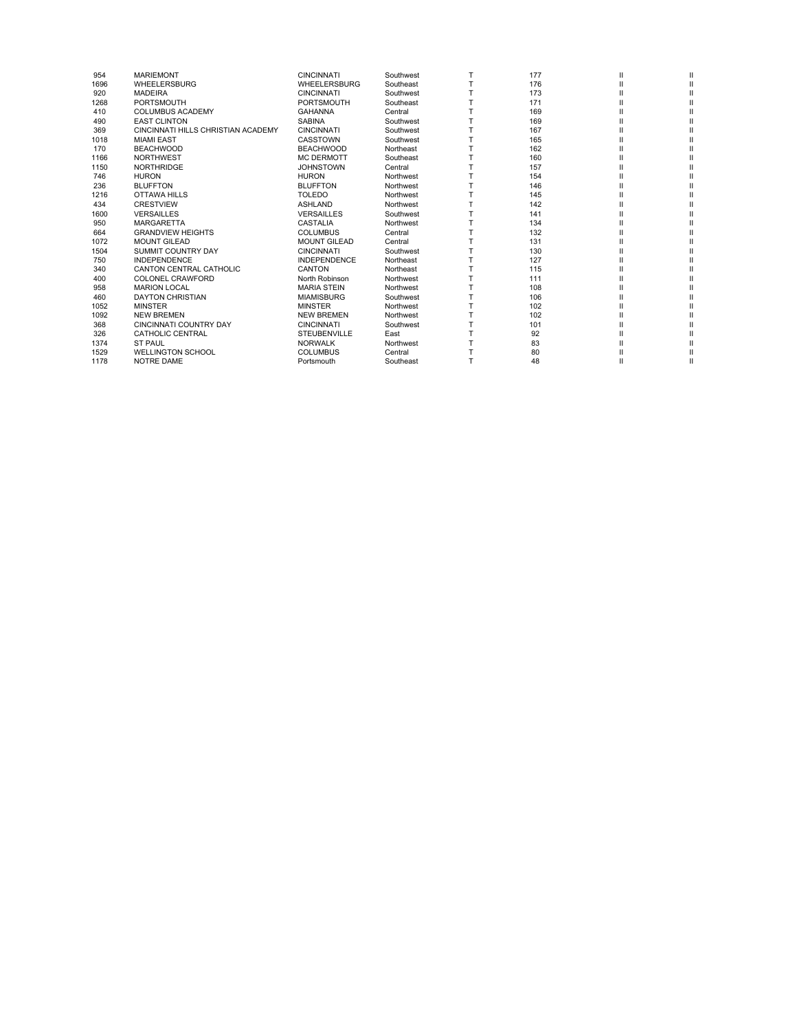| | | | | | | | |
|---|---|---|---|---|---|---|---|
| 954 | MARIEMONT | CINCINNATI | Southwest | T | 177 | II | II |
| 1696 | WHEELERSBURG | WHEELERSBURG | Southeast | T | 176 | II | II |
| 920 | MADEIRA | CINCINNATI | Southwest | T | 173 | II | II |
| 1268 | PORTSMOUTH | PORTSMOUTH | Southeast | T | 171 | II | II |
| 410 | COLUMBUS ACADEMY | GAHANNA | Central | T | 169 | II | II |
| 490 | EAST CLINTON | SABINA | Southwest | T | 169 | II | II |
| 369 | CINCINNATI HILLS CHRISTIAN ACADEMY | CINCINNATI | Southwest | T | 167 | II | II |
| 1018 | MIAMI EAST | CASSTOWN | Southwest | T | 165 | II | II |
| 170 | BEACHWOOD | BEACHWOOD | Northeast | T | 162 | II | II |
| 1166 | NORTHWEST | MC DERMOTT | Southeast | T | 160 | II | II |
| 1150 | NORTHRIDGE | JOHNSTOWN | Central | T | 157 | II | II |
| 746 | HURON | HURON | Northwest | T | 154 | II | II |
| 236 | BLUFFTON | BLUFFTON | Northwest | T | 146 | II | II |
| 1216 | OTTAWA HILLS | TOLEDO | Northwest | T | 145 | II | II |
| 434 | CRESTVIEW | ASHLAND | Northwest | T | 142 | II | II |
| 1600 | VERSAILLES | VERSAILLES | Southwest | T | 141 | II | II |
| 950 | MARGARETTA | CASTALIA | Northwest | T | 134 | II | II |
| 664 | GRANDVIEW HEIGHTS | COLUMBUS | Central | T | 132 | II | II |
| 1072 | MOUNT GILEAD | MOUNT GILEAD | Central | T | 131 | II | II |
| 1504 | SUMMIT COUNTRY DAY | CINCINNATI | Southwest | T | 130 | II | II |
| 750 | INDEPENDENCE | INDEPENDENCE | Northeast | T | 127 | II | II |
| 340 | CANTON CENTRAL CATHOLIC | CANTON | Northeast | T | 115 | II | II |
| 400 | COLONEL CRAWFORD | North Robinson | Northwest | T | 111 | II | II |
| 958 | MARION LOCAL | MARIA STEIN | Northwest | T | 108 | II | II |
| 460 | DAYTON CHRISTIAN | MIAMISBURG | Southwest | T | 106 | II | II |
| 1052 | MINSTER | MINSTER | Northwest | T | 102 | II | II |
| 1092 | NEW BREMEN | NEW BREMEN | Northwest | T | 102 | II | II |
| 368 | CINCINNATI COUNTRY DAY | CINCINNATI | Southwest | T | 101 | II | II |
| 326 | CATHOLIC CENTRAL | STEUBENVILLE | East | T | 92 | II | II |
| 1374 | ST PAUL | NORWALK | Northwest | T | 83 | II | II |
| 1529 | WELLINGTON SCHOOL | COLUMBUS | Central | T | 80 | II | II |
| 1178 | NOTRE DAME | Portsmouth | Southeast | T | 48 | II | II |